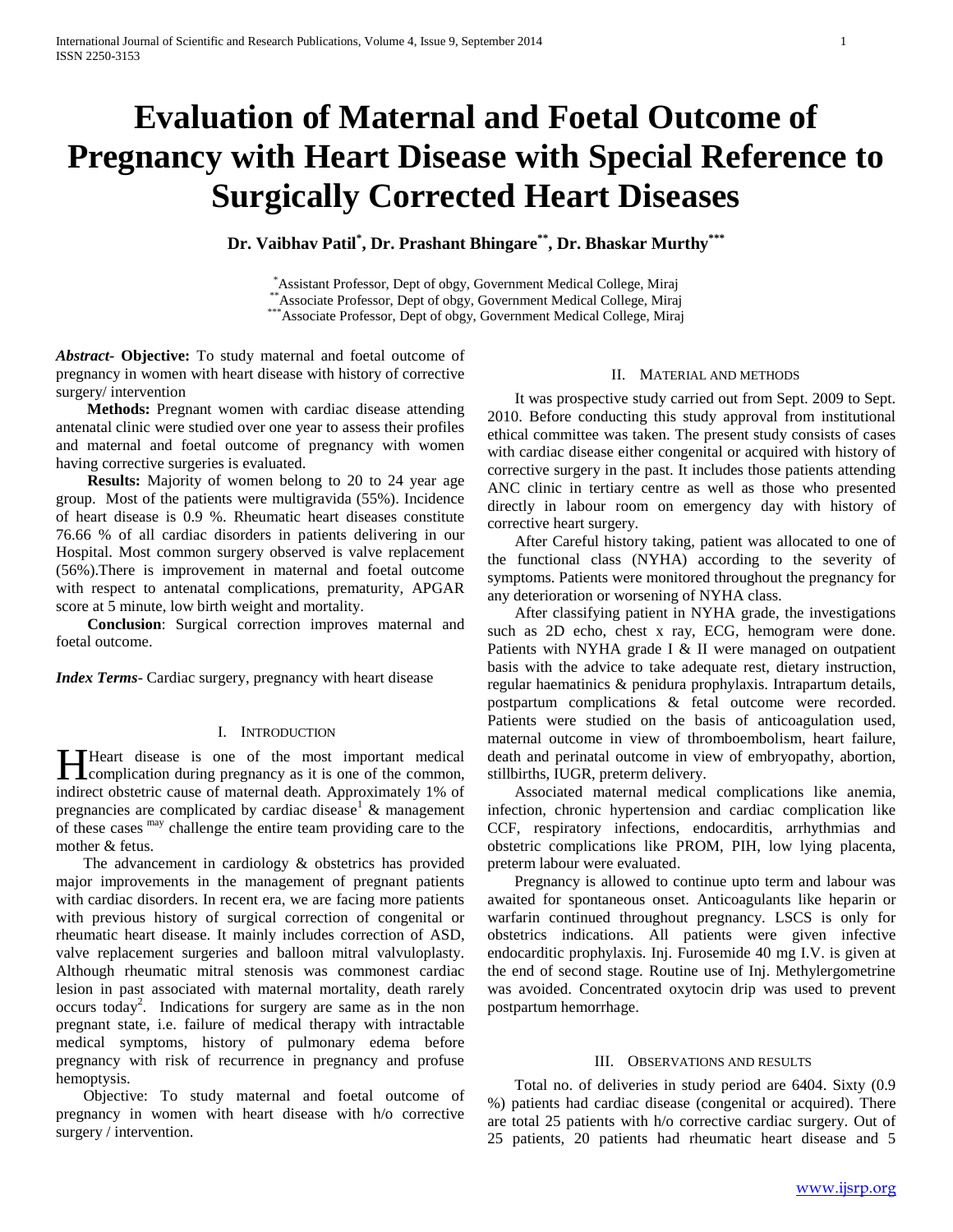# Evaluation of Maternal and Foetal Outcome of Pregnancy with Heart Disease with Special Reference to Surgically Corrected Heart Diseases

**Dr. Vaibhav Patil[*], Dr. Prashant Bhingare[**], Dr. Bhaskar Murthy[***]**

[*]Assistant Professor, Dept of obgy, Government Medical College, Miraj
[**]Associate Professor, Dept of obgy, Government Medical College, Miraj
[***]Associate Professor, Dept of obgy, Government Medical College, Miraj

***Abstract*- Objective:** To study maternal and foetal outcome of pregnancy in women with heart disease with history of corrective surgery/ intervention

**Methods:** Pregnant women with cardiac disease attending antenatal clinic were studied over one year to assess their profiles and maternal and foetal outcome of pregnancy with women having corrective surgeries is evaluated.

**Results:** Majority of women belong to 20 to 24 year age group. Most of the patients were multigravida (55%). Incidence of heart disease is 0.9 %. Rheumatic heart diseases constitute 76.66 % of all cardiac disorders in patients delivering in our Hospital. Most common surgery observed is valve replacement (56%).There is improvement in maternal and foetal outcome with respect to antenatal complications, prematurity, APGAR score at 5 minute, low birth weight and mortality.

**Conclusion**: Surgical correction improves maternal and foetal outcome.

***Index Terms***- Cardiac surgery, pregnancy with heart disease

## I. Introduction

Heart disease is one of the most important medical complication during pregnancy as it is one of the common, indirect obstetric cause of maternal death. Approximately 1% of pregnancies are complicated by cardiac disease[1] & management of these cases [may] challenge the entire team providing care to the mother & fetus.

The advancement in cardiology & obstetrics has provided major improvements in the management of pregnant patients with cardiac disorders. In recent era, we are facing more patients with previous history of surgical correction of congenital or rheumatic heart disease. It mainly includes correction of ASD, valve replacement surgeries and balloon mitral valvuloplasty. Although rheumatic mitral stenosis was commonest cardiac lesion in past associated with maternal mortality, death rarely occurs today[2]. Indications for surgery are same as in the non pregnant state, i.e. failure of medical therapy with intractable medical symptoms, history of pulmonary edema before pregnancy with risk of recurrence in pregnancy and profuse hemoptysis.

Objective: To study maternal and foetal outcome of pregnancy in women with heart disease with h/o corrective surgery / intervention.

## II. Material and methods

It was prospective study carried out from Sept. 2009 to Sept. 2010. Before conducting this study approval from institutional ethical committee was taken. The present study consists of cases with cardiac disease either congenital or acquired with history of corrective surgery in the past. It includes those patients attending ANC clinic in tertiary centre as well as those who presented directly in labour room on emergency day with history of corrective heart surgery.

After Careful history taking, patient was allocated to one of the functional class (NYHA) according to the severity of symptoms. Patients were monitored throughout the pregnancy for any deterioration or worsening of NYHA class.

After classifying patient in NYHA grade, the investigations such as 2D echo, chest x ray, ECG, hemogram were done. Patients with NYHA grade I & II were managed on outpatient basis with the advice to take adequate rest, dietary instruction, regular haematinics & penidura prophylaxis. Intrapartum details, postpartum complications & fetal outcome were recorded. Patients were studied on the basis of anticoagulation used, maternal outcome in view of thromboembolism, heart failure, death and perinatal outcome in view of embryopathy, abortion, stillbirths, IUGR, preterm delivery.

Associated maternal medical complications like anemia, infection, chronic hypertension and cardiac complication like CCF, respiratory infections, endocarditis, arrhythmias and obstetric complications like PROM, PIH, low lying placenta, preterm labour were evaluated.

Pregnancy is allowed to continue upto term and labour was awaited for spontaneous onset. Anticoagulants like heparin or warfarin continued throughout pregnancy. LSCS is only for obstetrics indications. All patients were given infective endocarditic prophylaxis. Inj. Furosemide 40 mg I.V. is given at the end of second stage. Routine use of Inj. Methylergometrine was avoided. Concentrated oxytocin drip was used to prevent postpartum hemorrhage.

## III. Observations and results

Total no. of deliveries in study period are 6404. Sixty (0.9 %) patients had cardiac disease (congenital or acquired). There are total 25 patients with h/o corrective cardiac surgery. Out of 25 patients, 20 patients had rheumatic heart disease and 5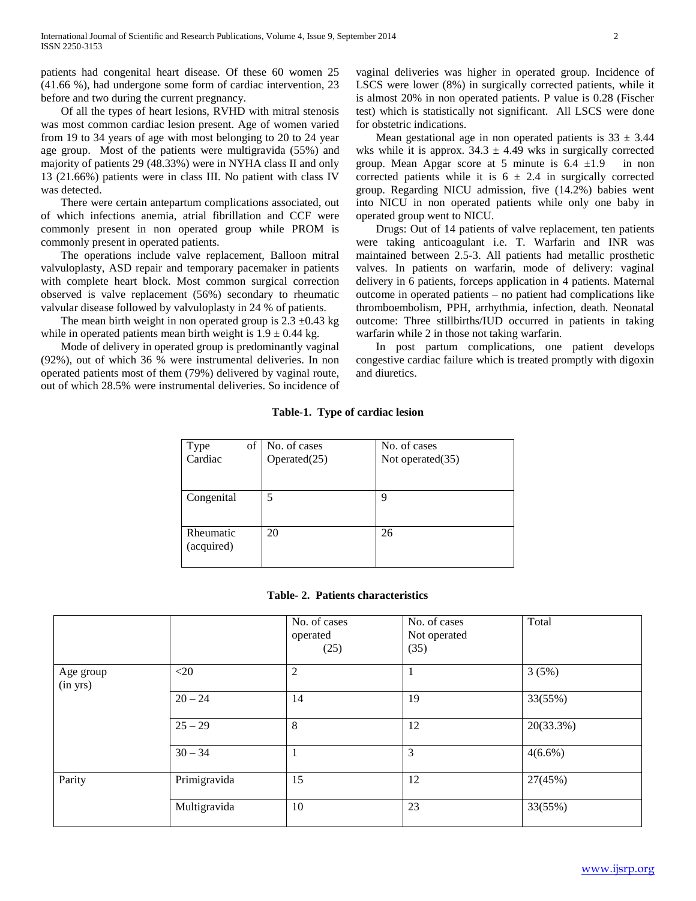patients had congenital heart disease. Of these 60 women 25 (41.66 %), had undergone some form of cardiac intervention, 23 before and two during the current pregnancy.

Of all the types of heart lesions, RVHD with mitral stenosis was most common cardiac lesion present. Age of women varied from 19 to 34 years of age with most belonging to 20 to 24 year age group. Most of the patients were multigravida (55%) and majority of patients 29 (48.33%) were in NYHA class II and only 13 (21.66%) patients were in class III. No patient with class IV was detected.

There were certain antepartum complications associated, out of which infections anemia, atrial fibrillation and CCF were commonly present in non operated group while PROM is commonly present in operated patients.

The operations include valve replacement, Balloon mitral valvuloplasty, ASD repair and temporary pacemaker in patients with complete heart block. Most common surgical correction observed is valve replacement (56%) secondary to rheumatic valvular disease followed by valvuloplasty in 24 % of patients.

The mean birth weight in non operated group is 2.3 ±0.43 kg while in operated patients mean birth weight is 1.9 ± 0.44 kg.

Mode of delivery in operated group is predominantly vaginal (92%), out of which 36 % were instrumental deliveries. In non operated patients most of them (79%) delivered by vaginal route, out of which 28.5% were instrumental deliveries. So incidence of vaginal deliveries was higher in operated group. Incidence of LSCS were lower (8%) in surgically corrected patients, while it is almost 20% in non operated patients. P value is 0.28 (Fischer test) which is statistically not significant. All LSCS were done for obstetric indications.

Mean gestational age in non operated patients is 33 ± 3.44 wks while it is approx. 34.3 ± 4.49 wks in surgically corrected group. Mean Apgar score at 5 minute is 6.4 ±1.9 in non corrected patients while it is 6 ± 2.4 in surgically corrected group. Regarding NICU admission, five (14.2%) babies went into NICU in non operated patients while only one baby in operated group went to NICU.

Drugs: Out of 14 patients of valve replacement, ten patients were taking anticoagulant i.e. T. Warfarin and INR was maintained between 2.5-3. All patients had metallic prosthetic valves. In patients on warfarin, mode of delivery: vaginal delivery in 6 patients, forceps application in 4 patients. Maternal outcome in operated patients – no patient had complications like thromboembolism, PPH, arrhythmia, infection, death. Neonatal outcome: Three stillbirths/IUD occurred in patients in taking warfarin while 2 in those not taking warfarin.

In post partum complications, one patient develops congestive cardiac failure which is treated promptly with digoxin and diuretics.

**Table-1. Type of cardiac lesion**

| Type of Cardiac | No. of cases Operated(25) | No. of cases Not operated(35) |
|---|---|---|
| Congenital | 5 | 9 |
| Rheumatic (acquired) | 20 | 26 |

**Table- 2. Patients characteristics**

| | | No. of cases operated (25) | No. of cases Not operated (35) | Total |
|---|---|---|---|---|
| Age group (in yrs) | <20 | 2 | 1 | 3 (5%) |
| | 20 – 24 | 14 | 19 | 33(55%) |
| | 25 – 29 | 8 | 12 | 20(33.3%) |
| | 30 – 34 | 1 | 3 | 4(6.6%) |
| Parity | Primigravida | 15 | 12 | 27(45%) |
| | Multigravida | 10 | 23 | 33(55%) |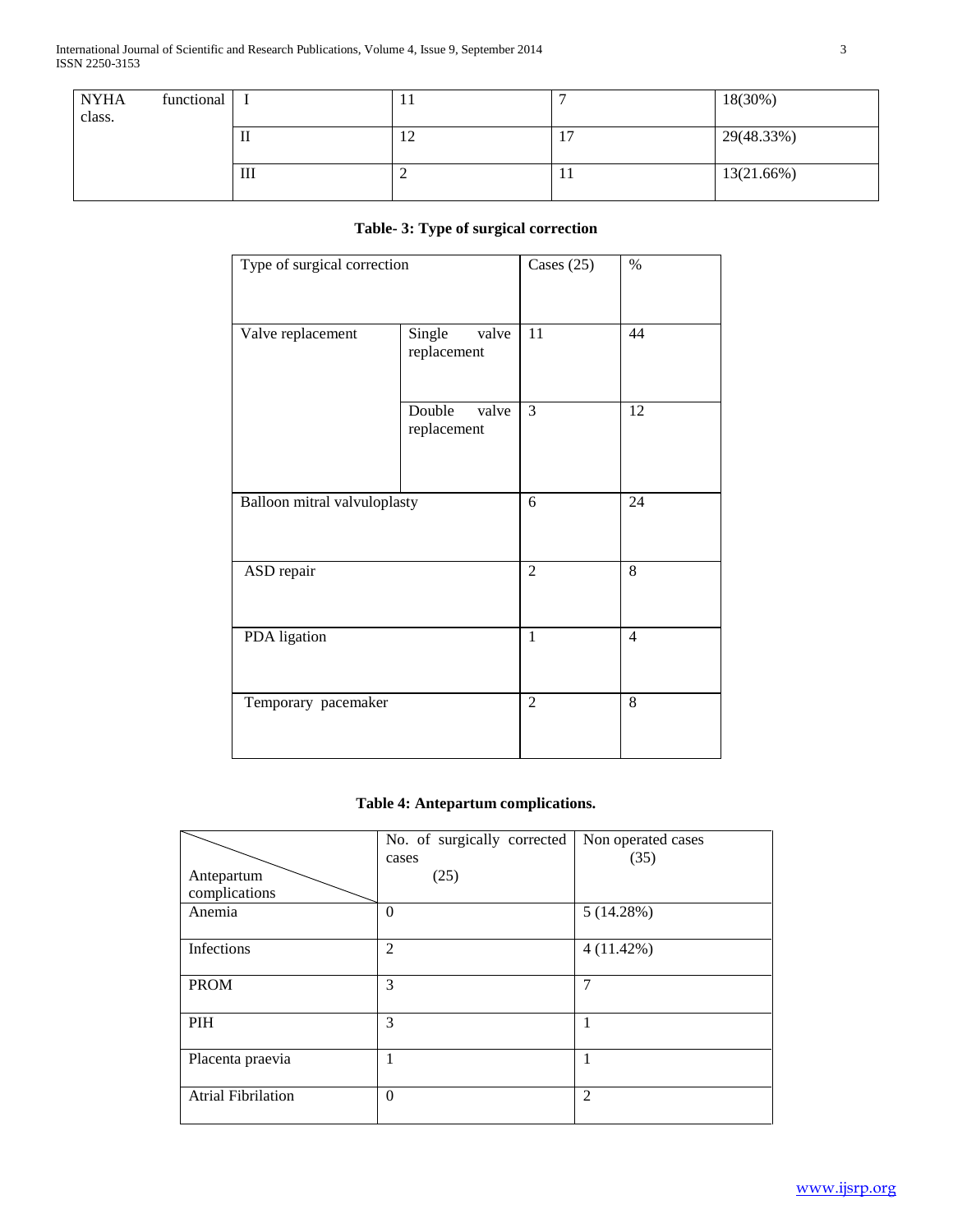| NYHA functional class. | I | 11 | 7 | 18(30%) |
|---|---|---|---|---|
| | II | 12 | 17 | 29(48.33%) |
| | III | 2 | 11 | 13(21.66%) |

**Table- 3: Type of surgical correction**

| Type of surgical correction | | Cases (25) | % |
|---|---|---|---|
| Valve replacement | Single valve replacement | 11 | 44 |
| | Double valve replacement | 3 | 12 |
| Balloon mitral valvuloplasty | | 6 | 24 |
| ASD repair | | 2 | 8 |
| PDA ligation | | 1 | 4 |
| Temporary pacemaker | | 2 | 8 |

**Table 4: Antepartum complications.**

| Antepartum complications | No. of surgically corrected cases (25) | Non operated cases (35) |
|---|---|---|
| Anemia | 0 | 5 (14.28%) |
| Infections | 2 | 4 (11.42%) |
| PROM | 3 | 7 |
| PIH | 3 | 1 |
| Placenta praevia | 1 | 1 |
| Atrial Fibrilation | 0 | 2 |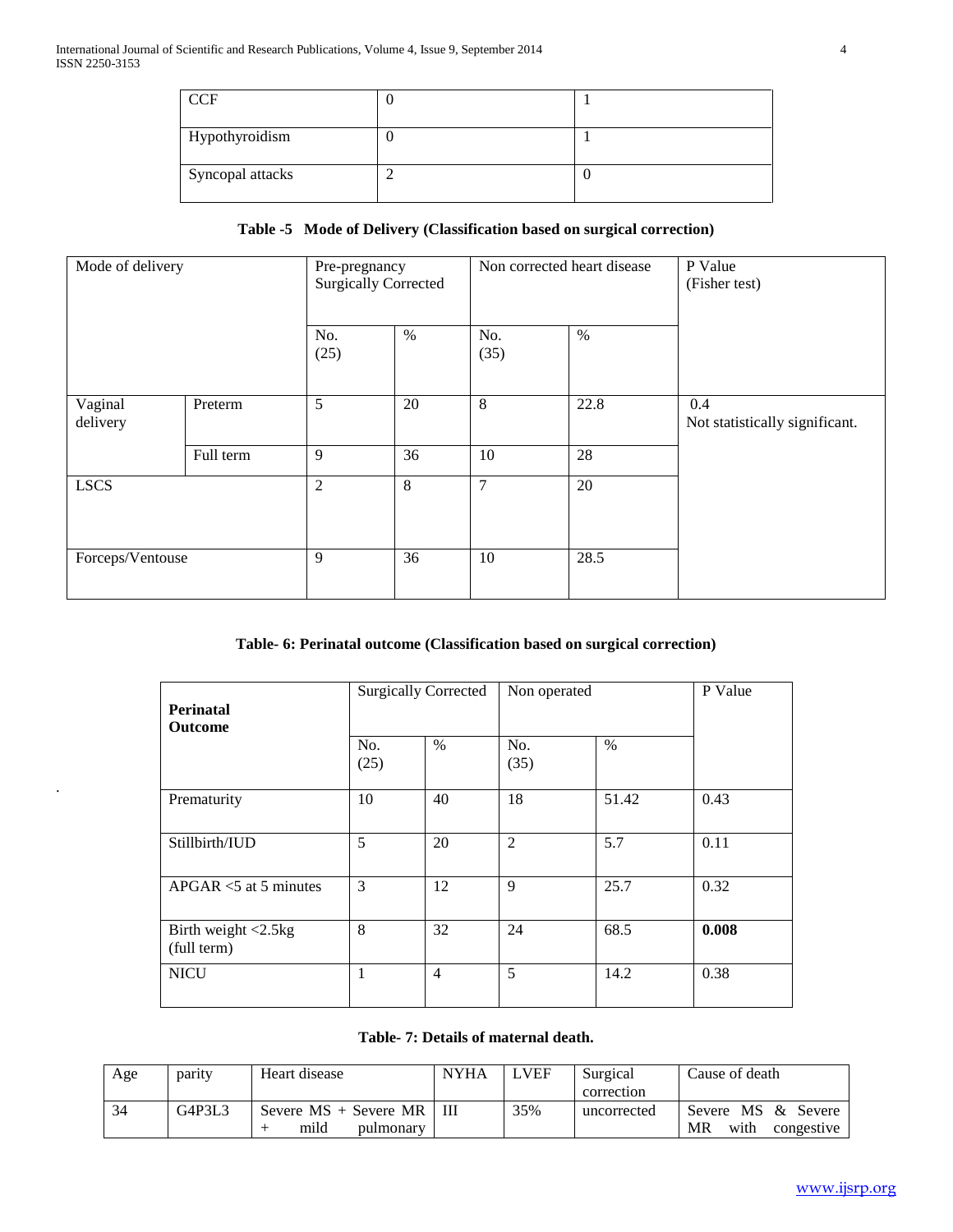| CCF | 0 | 1 |
|---|---|---|
| Hypothyroidism | 0 | 1 |
| Syncopal attacks | 2 | 0 |

**Table -5 Mode of Delivery (Classification based on surgical correction)**

| Mode of delivery | | Pre-pregnancy Surgically Corrected | | Non corrected heart disease | | P Value (Fisher test) |
|---|---|---|---|---|---|---|
| | | No. (25) | % | No. (35) | % | |
| Vaginal delivery | Preterm | 5 | 20 | 8 | 22.8 | 0.4 Not statistically significant. |
| | Full term | 9 | 36 | 10 | 28 | |
| LSCS | | 2 | 8 | 7 | 20 | |
| Forceps/Ventouse | | 9 | 36 | 10 | 28.5 | |

**Table- 6: Perinatal outcome (Classification based on surgical correction)**

| **Perinatal Outcome** | Surgically Corrected | | Non operated | | P Value |
|---|---|---|---|---|---|
| | No. (25) | % | No. (35) | % | |
| Prematurity | 10 | 40 | 18 | 51.42 | 0.43 |
| Stillbirth/IUD | 5 | 20 | 2 | 5.7 | 0.11 |
| APGAR <5 at 5 minutes | 3 | 12 | 9 | 25.7 | 0.32 |
| Birth weight <2.5kg (full term) | 8 | 32 | 24 | 68.5 | **0.008** |
| NICU | 1 | 4 | 5 | 14.2 | 0.38 |

**Table- 7: Details of maternal death.**

| Age | parity | Heart disease | NYHA | LVEF | Surgical correction | Cause of death |
|---|---|---|---|---|---|---|
| 34 | G4P3L3 | Severe MS + Severe MR + mild pulmonary | III | 35% | uncorrected | Severe MS & Severe MR with congestive |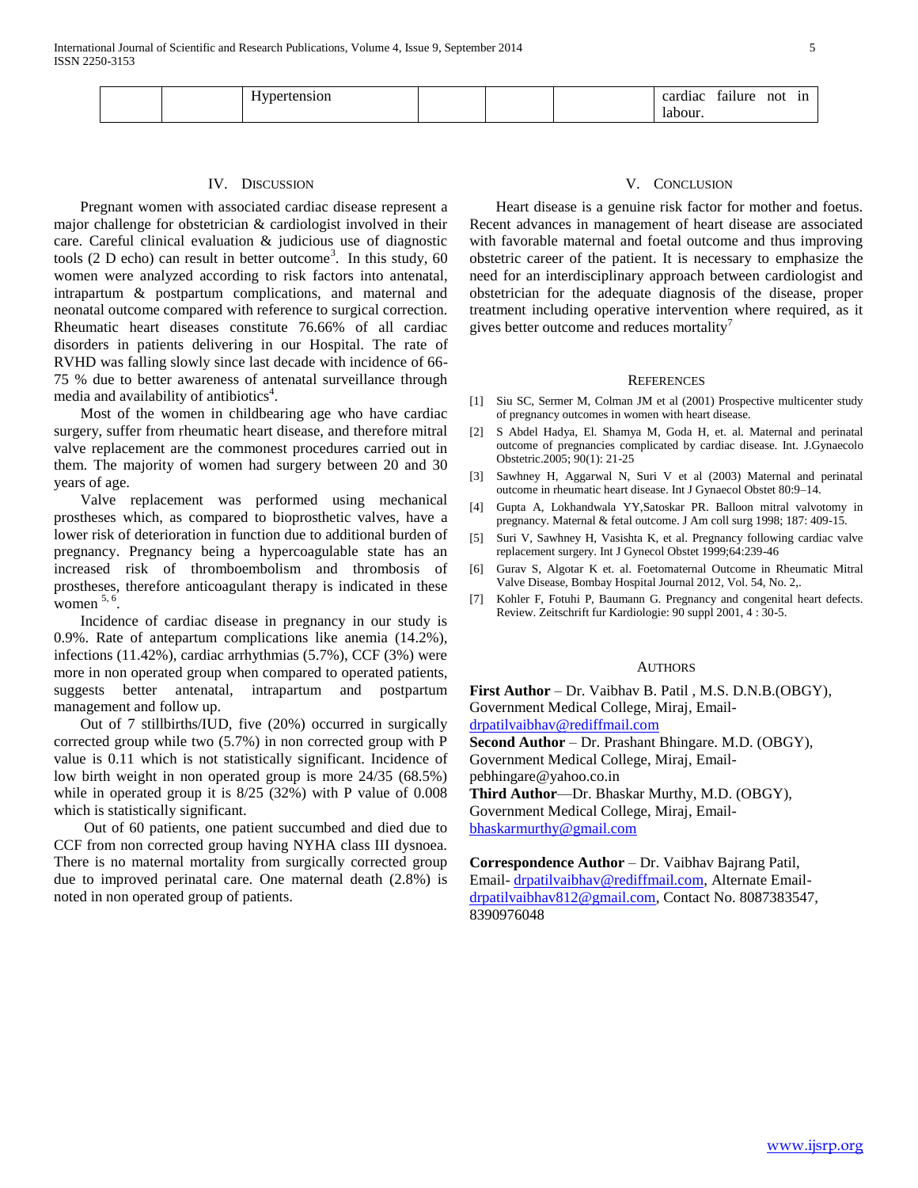| | | | | | | |
|---|---|---|---|---|---|---|
| | | Hypertension | | | | cardiac failure not in labour. |

## IV. Discussion

Pregnant women with associated cardiac disease represent a major challenge for obstetrician & cardiologist involved in their care. Careful clinical evaluation & judicious use of diagnostic tools (2 D echo) can result in better outcome[3]. In this study, 60 women were analyzed according to risk factors into antenatal, intrapartum & postpartum complications, and maternal and neonatal outcome compared with reference to surgical correction. Rheumatic heart diseases constitute 76.66% of all cardiac disorders in patients delivering in our Hospital. The rate of RVHD was falling slowly since last decade with incidence of 66-75 % due to better awareness of antenatal surveillance through media and availability of antibiotics[4].

Most of the women in childbearing age who have cardiac surgery, suffer from rheumatic heart disease, and therefore mitral valve replacement are the commonest procedures carried out in them. The majority of women had surgery between 20 and 30 years of age.

Valve replacement was performed using mechanical prostheses which, as compared to bioprosthetic valves, have a lower risk of deterioration in function due to additional burden of pregnancy. Pregnancy being a hypercoagulable state has an increased risk of thromboembolism and thrombosis of prostheses, therefore anticoagulant therapy is indicated in these women [5, 6].

Incidence of cardiac disease in pregnancy in our study is 0.9%. Rate of antepartum complications like anemia (14.2%), infections (11.42%), cardiac arrhythmias (5.7%), CCF (3%) were more in non operated group when compared to operated patients, suggests better antenatal, intrapartum and postpartum management and follow up.

Out of 7 stillbirths/IUD, five (20%) occurred in surgically corrected group while two (5.7%) in non corrected group with P value is 0.11 which is not statistically significant. Incidence of low birth weight in non operated group is more 24/35 (68.5%) while in operated group it is 8/25 (32%) with P value of 0.008 which is statistically significant.

Out of 60 patients, one patient succumbed and died due to CCF from non corrected group having NYHA class III dysnoea. There is no maternal mortality from surgically corrected group due to improved perinatal care. One maternal death (2.8%) is noted in non operated group of patients.

## V. Conclusion

Heart disease is a genuine risk factor for mother and foetus. Recent advances in management of heart disease are associated with favorable maternal and foetal outcome and thus improving obstetric career of the patient. It is necessary to emphasize the need for an interdisciplinary approach between cardiologist and obstetrician for the adequate diagnosis of the disease, proper treatment including operative intervention where required, as it gives better outcome and reduces mortality[7]

## References

[1] Siu SC, Sermer M, Colman JM et al (2001) Prospective multicenter study of pregnancy outcomes in women with heart disease.

[2] S Abdel Hadya, El. Shamya M, Goda H, et. al. Maternal and perinatal outcome of pregnancies complicated by cardiac disease. Int. J.Gynaecolo Obstetric.2005; 90(1): 21-25

[3] Sawhney H, Aggarwal N, Suri V et al (2003) Maternal and perinatal outcome in rheumatic heart disease. Int J Gynaecol Obstet 80:9–14.

[4] Gupta A, Lokhandwala YY,Satoskar PR. Balloon mitral valvotomy in pregnancy. Maternal & fetal outcome. J Am coll surg 1998; 187: 409-15.

[5] Suri V, Sawhney H, Vasishta K, et al. Pregnancy following cardiac valve replacement surgery. Int J Gynecol Obstet 1999;64:239-46

[6] Gurav S, Algotar K et. al. Foetomaternal Outcome in Rheumatic Mitral Valve Disease, Bombay Hospital Journal 2012, Vol. 54, No. 2,.

[7] Kohler F, Fotuhi P, Baumann G. Pregnancy and congenital heart defects. Review. Zeitschrift fur Kardiologie: 90 suppl 2001, 4 : 30-5.

## Authors

**First Author** – Dr. Vaibhav B. Patil , M.S. D.N.B.(OBGY), Government Medical College, Miraj, Email- drpatilvaibhav@rediffmail.com

**Second Author** – Dr. Prashant Bhingare. M.D. (OBGY), Government Medical College, Miraj, Email- pebhingare@yahoo.co.in

**Third Author**—Dr. Bhaskar Murthy, M.D. (OBGY), Government Medical College, Miraj, Email- bhaskarmurthy@gmail.com

**Correspondence Author** – Dr. Vaibhav Bajrang Patil, Email- drpatilvaibhav@rediffmail.com, Alternate Email- drpatilvaibhav812@gmail.com, Contact No. 8087383547, 8390976048